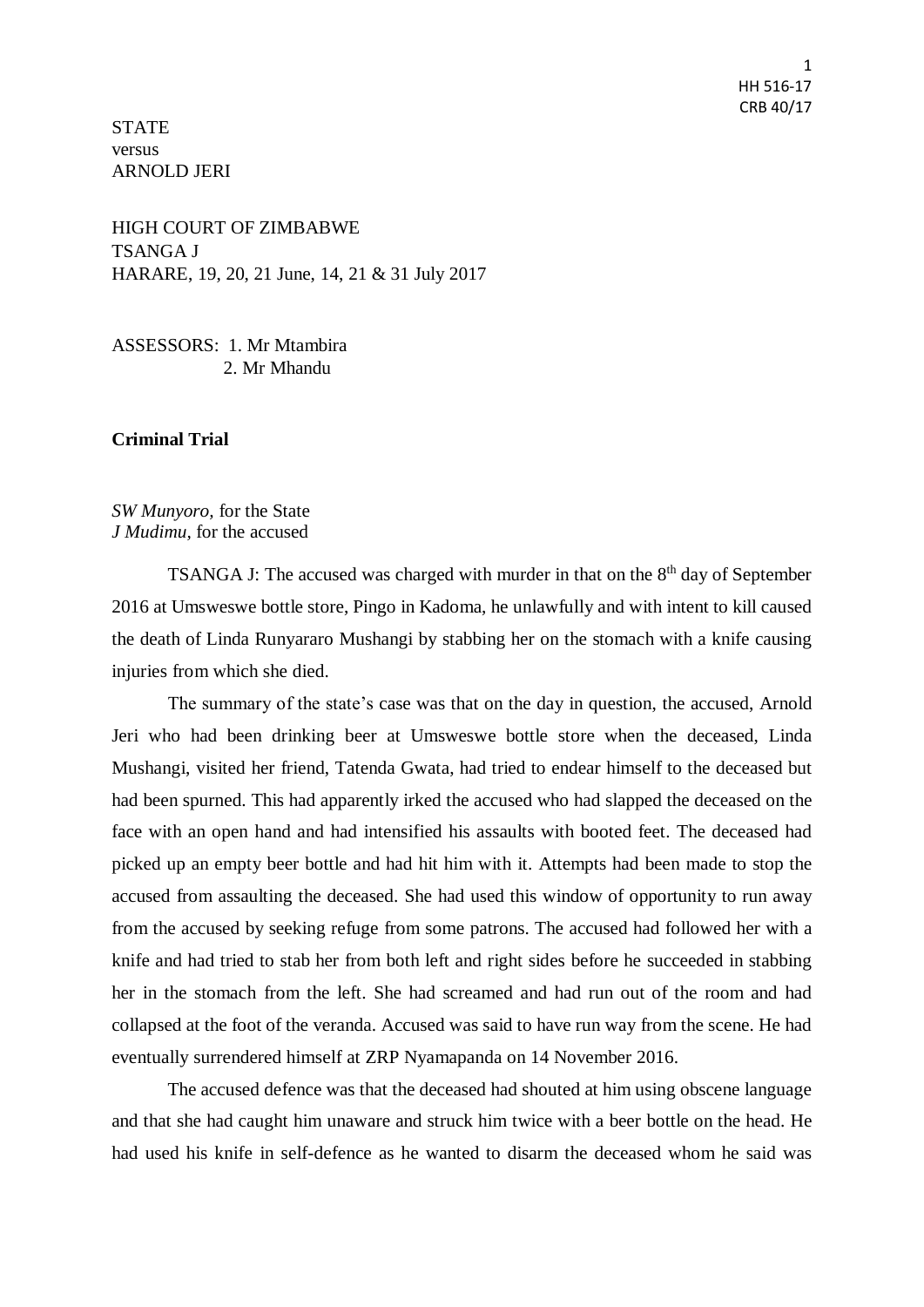STATE
versus
ARNOLD JERI

HIGH COURT OF ZIMBABWE
TSANGA J
HARARE, 19, 20, 21 June, 14, 21 & 31 July 2017

ASSESSORS: 1. Mr Mtambira
2. Mr Mhandu

**Criminal Trial**

*SW Munyoro,* for the State
*J Mudimu,* for the accused

TSANGA J: The accused was charged with murder in that on the 8th day of September 2016 at Umsweswe bottle store, Pingo in Kadoma, he unlawfully and with intent to kill caused the death of Linda Runyararo Mushangi by stabbing her on the stomach with a knife causing injuries from which she died.

The summary of the state's case was that on the day in question, the accused, Arnold Jeri who had been drinking beer at Umsweswe bottle store when the deceased, Linda Mushangi, visited her friend, Tatenda Gwata, had tried to endear himself to the deceased but had been spurned. This had apparently irked the accused who had slapped the deceased on the face with an open hand and had intensified his assaults with booted feet. The deceased had picked up an empty beer bottle and had hit him with it. Attempts had been made to stop the accused from assaulting the deceased. She had used this window of opportunity to run away from the accused by seeking refuge from some patrons. The accused had followed her with a knife and had tried to stab her from both left and right sides before he succeeded in stabbing her in the stomach from the left. She had screamed and had run out of the room and had collapsed at the foot of the veranda. Accused was said to have run way from the scene. He had eventually surrendered himself at ZRP Nyamapanda on 14 November 2016.

The accused defence was that the deceased had shouted at him using obscene language and that she had caught him unaware and struck him twice with a beer bottle on the head. He had used his knife in self-defence as he wanted to disarm the deceased whom he said was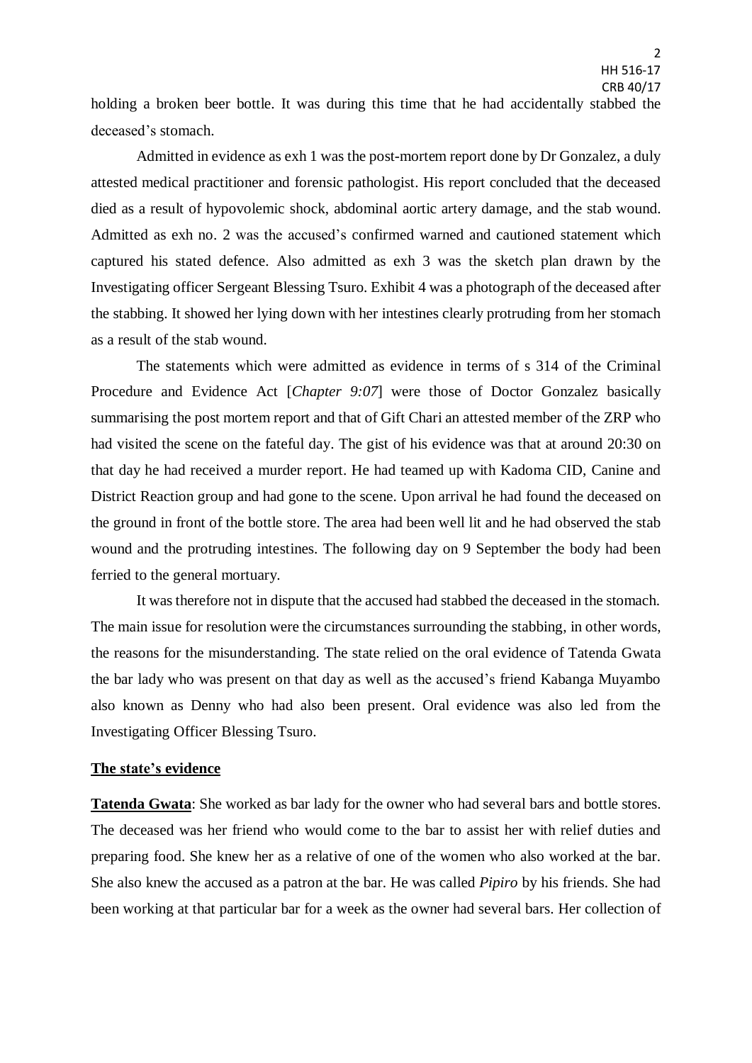holding a broken beer bottle. It was during this time that he had accidentally stabbed the deceased's stomach.

Admitted in evidence as exh 1 was the post-mortem report done by Dr Gonzalez, a duly attested medical practitioner and forensic pathologist. His report concluded that the deceased died as a result of hypovolemic shock, abdominal aortic artery damage, and the stab wound. Admitted as exh no. 2 was the accused's confirmed warned and cautioned statement which captured his stated defence. Also admitted as exh 3 was the sketch plan drawn by the Investigating officer Sergeant Blessing Tsuro. Exhibit 4 was a photograph of the deceased after the stabbing. It showed her lying down with her intestines clearly protruding from her stomach as a result of the stab wound.

The statements which were admitted as evidence in terms of s 314 of the Criminal Procedure and Evidence Act [*Chapter 9:07*] were those of Doctor Gonzalez basically summarising the post mortem report and that of Gift Chari an attested member of the ZRP who had visited the scene on the fateful day. The gist of his evidence was that at around 20:30 on that day he had received a murder report. He had teamed up with Kadoma CID, Canine and District Reaction group and had gone to the scene. Upon arrival he had found the deceased on the ground in front of the bottle store. The area had been well lit and he had observed the stab wound and the protruding intestines. The following day on 9 September the body had been ferried to the general mortuary.

It was therefore not in dispute that the accused had stabbed the deceased in the stomach. The main issue for resolution were the circumstances surrounding the stabbing, in other words, the reasons for the misunderstanding. The state relied on the oral evidence of Tatenda Gwata the bar lady who was present on that day as well as the accused's friend Kabanga Muyambo also known as Denny who had also been present. Oral evidence was also led from the Investigating Officer Blessing Tsuro.

**The state's evidence**

**Tatenda Gwata**: She worked as bar lady for the owner who had several bars and bottle stores. The deceased was her friend who would come to the bar to assist her with relief duties and preparing food. She knew her as a relative of one of the women who also worked at the bar. She also knew the accused as a patron at the bar. He was called *Pipiro* by his friends. She had been working at that particular bar for a week as the owner had several bars. Her collection of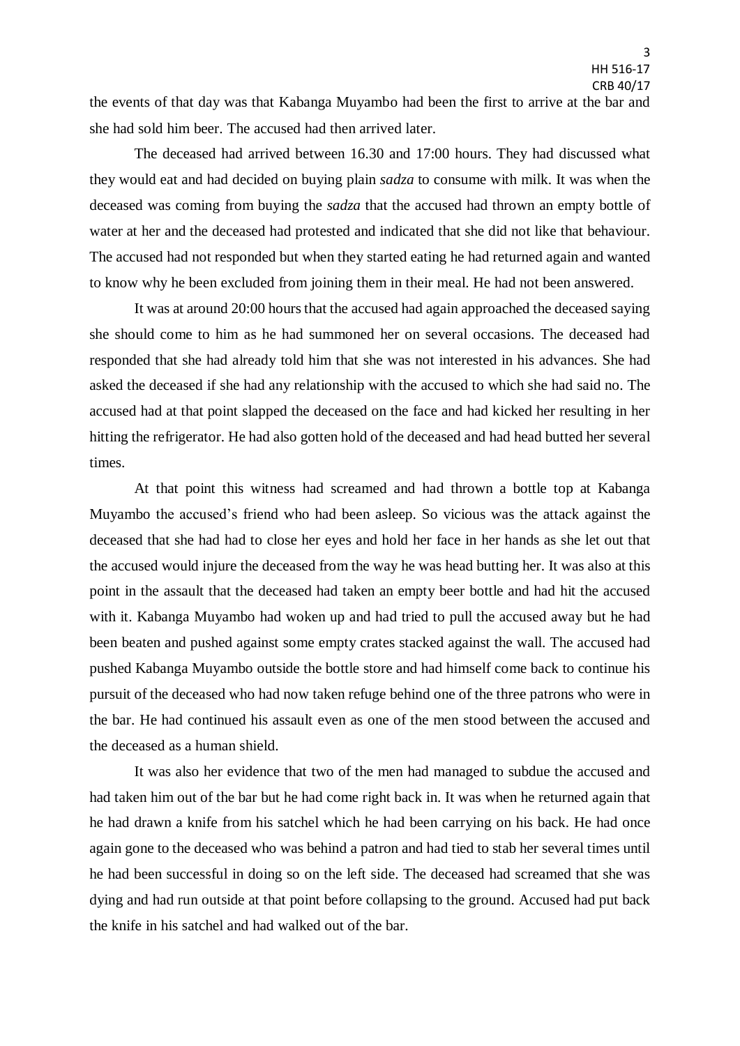the events of that day was that Kabanga Muyambo had been the first to arrive at the bar and she had sold him beer. The accused had then arrived later.

The deceased had arrived between 16.30 and 17:00 hours. They had discussed what they would eat and had decided on buying plain *sadza* to consume with milk. It was when the deceased was coming from buying the *sadza* that the accused had thrown an empty bottle of water at her and the deceased had protested and indicated that she did not like that behaviour. The accused had not responded but when they started eating he had returned again and wanted to know why he been excluded from joining them in their meal. He had not been answered.

It was at around 20:00 hours that the accused had again approached the deceased saying she should come to him as he had summoned her on several occasions. The deceased had responded that she had already told him that she was not interested in his advances. She had asked the deceased if she had any relationship with the accused to which she had said no. The accused had at that point slapped the deceased on the face and had kicked her resulting in her hitting the refrigerator. He had also gotten hold of the deceased and had head butted her several times.

At that point this witness had screamed and had thrown a bottle top at Kabanga Muyambo the accused's friend who had been asleep. So vicious was the attack against the deceased that she had had to close her eyes and hold her face in her hands as she let out that the accused would injure the deceased from the way he was head butting her. It was also at this point in the assault that the deceased had taken an empty beer bottle and had hit the accused with it. Kabanga Muyambo had woken up and had tried to pull the accused away but he had been beaten and pushed against some empty crates stacked against the wall. The accused had pushed Kabanga Muyambo outside the bottle store and had himself come back to continue his pursuit of the deceased who had now taken refuge behind one of the three patrons who were in the bar. He had continued his assault even as one of the men stood between the accused and the deceased as a human shield.

It was also her evidence that two of the men had managed to subdue the accused and had taken him out of the bar but he had come right back in. It was when he returned again that he had drawn a knife from his satchel which he had been carrying on his back. He had once again gone to the deceased who was behind a patron and had tied to stab her several times until he had been successful in doing so on the left side. The deceased had screamed that she was dying and had run outside at that point before collapsing to the ground. Accused had put back the knife in his satchel and had walked out of the bar.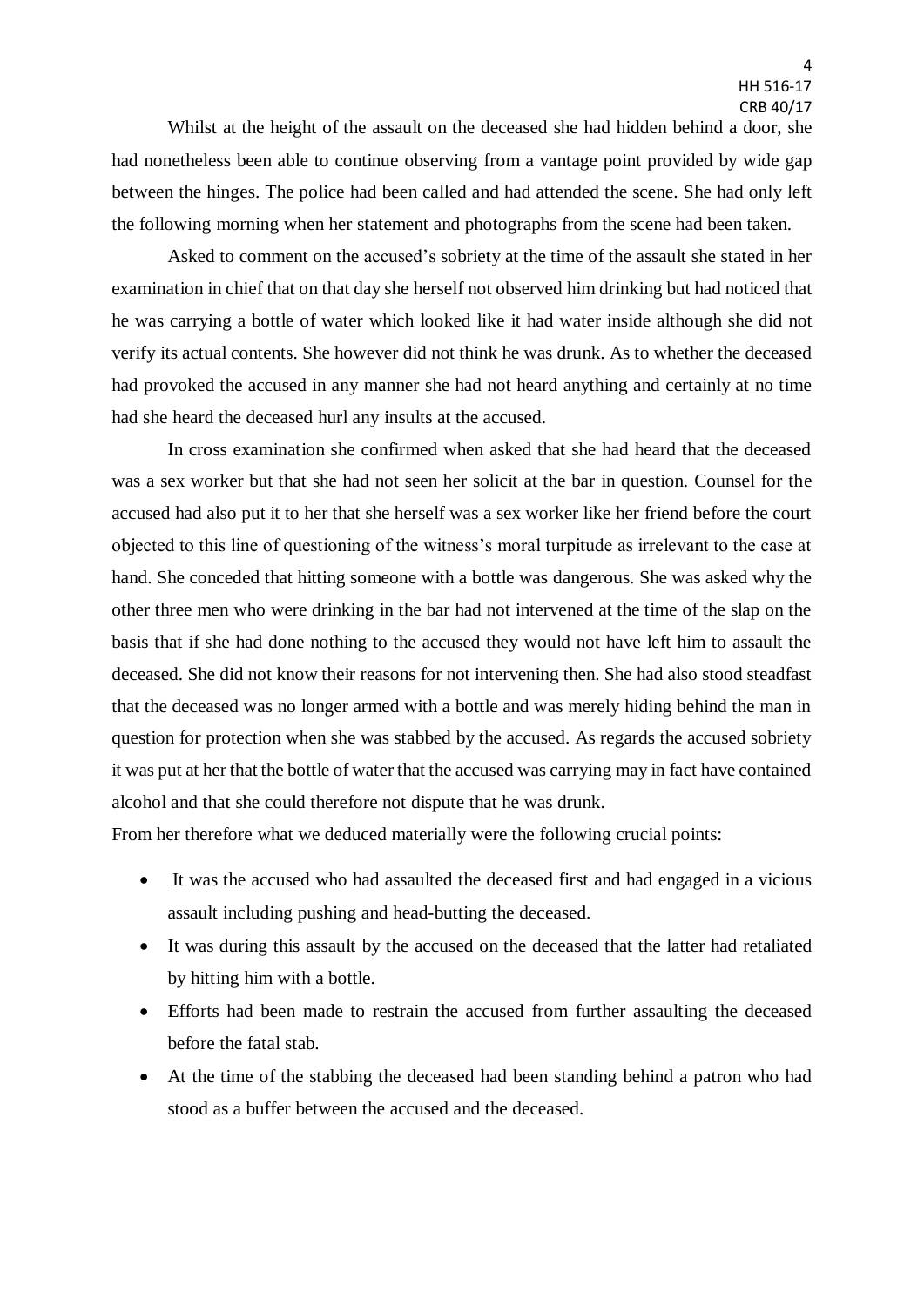Whilst at the height of the assault on the deceased she had hidden behind a door, she had nonetheless been able to continue observing from a vantage point provided by wide gap between the hinges. The police had been called and had attended the scene. She had only left the following morning when her statement and photographs from the scene had been taken.

Asked to comment on the accused's sobriety at the time of the assault she stated in her examination in chief that on that day she herself not observed him drinking but had noticed that he was carrying a bottle of water which looked like it had water inside although she did not verify its actual contents. She however did not think he was drunk. As to whether the deceased had provoked the accused in any manner she had not heard anything and certainly at no time had she heard the deceased hurl any insults at the accused.

In cross examination she confirmed when asked that she had heard that the deceased was a sex worker but that she had not seen her solicit at the bar in question. Counsel for the accused had also put it to her that she herself was a sex worker like her friend before the court objected to this line of questioning of the witness's moral turpitude as irrelevant to the case at hand. She conceded that hitting someone with a bottle was dangerous. She was asked why the other three men who were drinking in the bar had not intervened at the time of the slap on the basis that if she had done nothing to the accused they would not have left him to assault the deceased. She did not know their reasons for not intervening then. She had also stood steadfast that the deceased was no longer armed with a bottle and was merely hiding behind the man in question for protection when she was stabbed by the accused. As regards the accused sobriety it was put at her that the bottle of water that the accused was carrying may in fact have contained alcohol and that she could therefore not dispute that he was drunk.

From her therefore what we deduced materially were the following crucial points:

- It was the accused who had assaulted the deceased first and had engaged in a vicious assault including pushing and head-butting the deceased.
- It was during this assault by the accused on the deceased that the latter had retaliated by hitting him with a bottle.
- Efforts had been made to restrain the accused from further assaulting the deceased before the fatal stab.
- At the time of the stabbing the deceased had been standing behind a patron who had stood as a buffer between the accused and the deceased.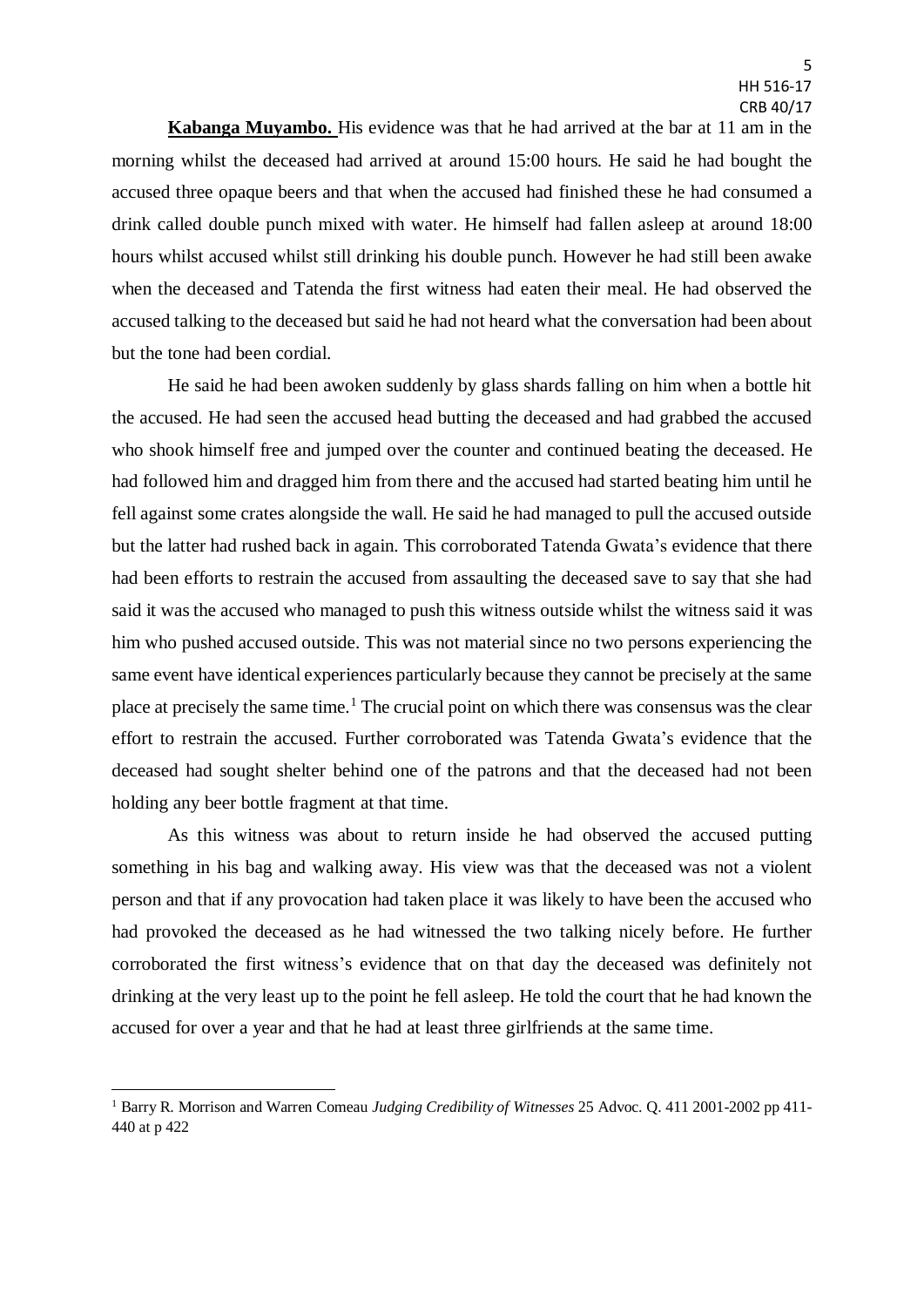**Kabanga Muyambo.** His evidence was that he had arrived at the bar at 11 am in the morning whilst the deceased had arrived at around 15:00 hours. He said he had bought the accused three opaque beers and that when the accused had finished these he had consumed a drink called double punch mixed with water. He himself had fallen asleep at around 18:00 hours whilst accused whilst still drinking his double punch. However he had still been awake when the deceased and Tatenda the first witness had eaten their meal. He had observed the accused talking to the deceased but said he had not heard what the conversation had been about but the tone had been cordial.

He said he had been awoken suddenly by glass shards falling on him when a bottle hit the accused. He had seen the accused head butting the deceased and had grabbed the accused who shook himself free and jumped over the counter and continued beating the deceased. He had followed him and dragged him from there and the accused had started beating him until he fell against some crates alongside the wall. He said he had managed to pull the accused outside but the latter had rushed back in again. This corroborated Tatenda Gwata's evidence that there had been efforts to restrain the accused from assaulting the deceased save to say that she had said it was the accused who managed to push this witness outside whilst the witness said it was him who pushed accused outside. This was not material since no two persons experiencing the same event have identical experiences particularly because they cannot be precisely at the same place at precisely the same time.[1] The crucial point on which there was consensus was the clear effort to restrain the accused. Further corroborated was Tatenda Gwata's evidence that the deceased had sought shelter behind one of the patrons and that the deceased had not been holding any beer bottle fragment at that time.

As this witness was about to return inside he had observed the accused putting something in his bag and walking away. His view was that the deceased was not a violent person and that if any provocation had taken place it was likely to have been the accused who had provoked the deceased as he had witnessed the two talking nicely before. He further corroborated the first witness's evidence that on that day the deceased was definitely not drinking at the very least up to the point he fell asleep. He told the court that he had known the accused for over a year and that he had at least three girlfriends at the same time.

---

[1] Barry R. Morrison and Warren Comeau *Judging Credibility of Witnesses* 25 Advoc. Q. 411 2001-2002 pp 411-440 at p 422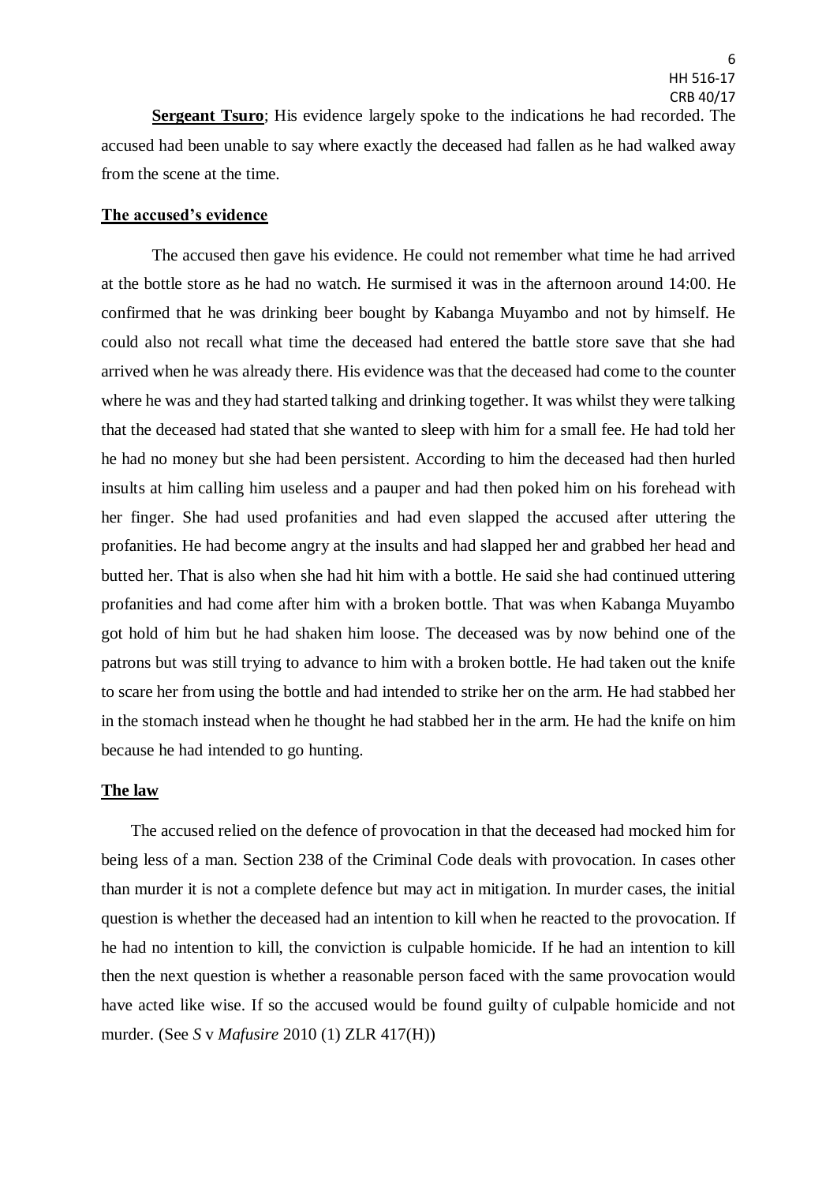**Sergeant Tsuro**; His evidence largely spoke to the indications he had recorded. The accused had been unable to say where exactly the deceased had fallen as he had walked away from the scene at the time.

**The accused's evidence**

The accused then gave his evidence. He could not remember what time he had arrived at the bottle store as he had no watch. He surmised it was in the afternoon around 14:00. He confirmed that he was drinking beer bought by Kabanga Muyambo and not by himself. He could also not recall what time the deceased had entered the battle store save that she had arrived when he was already there. His evidence was that the deceased had come to the counter where he was and they had started talking and drinking together. It was whilst they were talking that the deceased had stated that she wanted to sleep with him for a small fee. He had told her he had no money but she had been persistent. According to him the deceased had then hurled insults at him calling him useless and a pauper and had then poked him on his forehead with her finger. She had used profanities and had even slapped the accused after uttering the profanities. He had become angry at the insults and had slapped her and grabbed her head and butted her. That is also when she had hit him with a bottle. He said she had continued uttering profanities and had come after him with a broken bottle. That was when Kabanga Muyambo got hold of him but he had shaken him loose. The deceased was by now behind one of the patrons but was still trying to advance to him with a broken bottle. He had taken out the knife to scare her from using the bottle and had intended to strike her on the arm. He had stabbed her in the stomach instead when he thought he had stabbed her in the arm. He had the knife on him because he had intended to go hunting.

**The law**

The accused relied on the defence of provocation in that the deceased had mocked him for being less of a man. Section 238 of the Criminal Code deals with provocation. In cases other than murder it is not a complete defence but may act in mitigation. In murder cases, the initial question is whether the deceased had an intention to kill when he reacted to the provocation. If he had no intention to kill, the conviction is culpable homicide. If he had an intention to kill then the next question is whether a reasonable person faced with the same provocation would have acted like wise. If so the accused would be found guilty of culpable homicide and not murder. (See *S* v *Mafusire* 2010 (1) ZLR 417(H))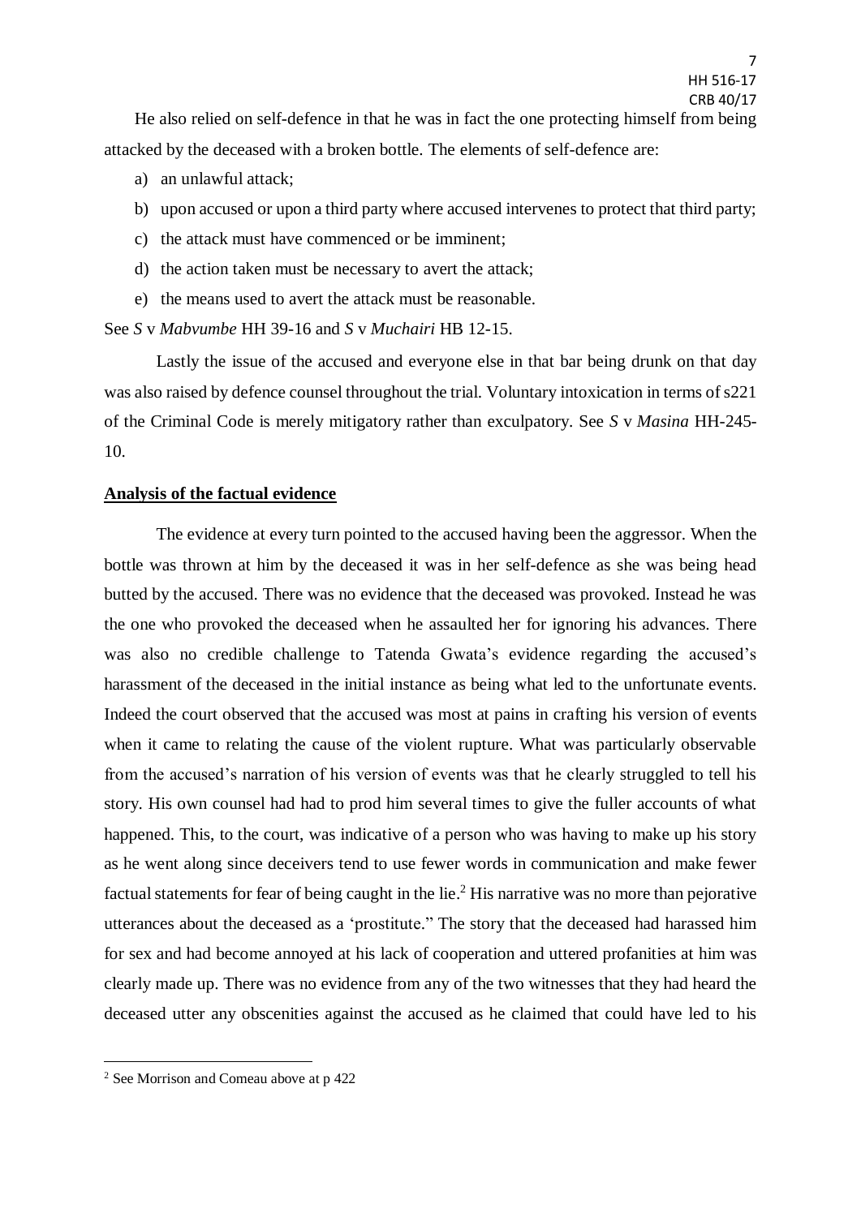He also relied on self-defence in that he was in fact the one protecting himself from being attacked by the deceased with a broken bottle. The elements of self-defence are:

a) an unlawful attack;
b) upon accused or upon a third party where accused intervenes to protect that third party;
c) the attack must have commenced or be imminent;
d) the action taken must be necessary to avert the attack;
e) the means used to avert the attack must be reasonable.

See *S* v *Mabvumbe* HH 39-16 and *S* v *Muchairi* HB 12-15.

Lastly the issue of the accused and everyone else in that bar being drunk on that day was also raised by defence counsel throughout the trial. Voluntary intoxication in terms of s221 of the Criminal Code is merely mitigatory rather than exculpatory. See *S* v *Masina* HH-245-10.

**Analysis of the factual evidence**

The evidence at every turn pointed to the accused having been the aggressor. When the bottle was thrown at him by the deceased it was in her self-defence as she was being head butted by the accused. There was no evidence that the deceased was provoked. Instead he was the one who provoked the deceased when he assaulted her for ignoring his advances. There was also no credible challenge to Tatenda Gwata's evidence regarding the accused's harassment of the deceased in the initial instance as being what led to the unfortunate events. Indeed the court observed that the accused was most at pains in crafting his version of events when it came to relating the cause of the violent rupture. What was particularly observable from the accused's narration of his version of events was that he clearly struggled to tell his story. His own counsel had had to prod him several times to give the fuller accounts of what happened. This, to the court, was indicative of a person who was having to make up his story as he went along since deceivers tend to use fewer words in communication and make fewer factual statements for fear of being caught in the lie.[2] His narrative was no more than pejorative utterances about the deceased as a 'prostitute." The story that the deceased had harassed him for sex and had become annoyed at his lack of cooperation and uttered profanities at him was clearly made up. There was no evidence from any of the two witnesses that they had heard the deceased utter any obscenities against the accused as he claimed that could have led to his

[2] See Morrison and Comeau above at p 422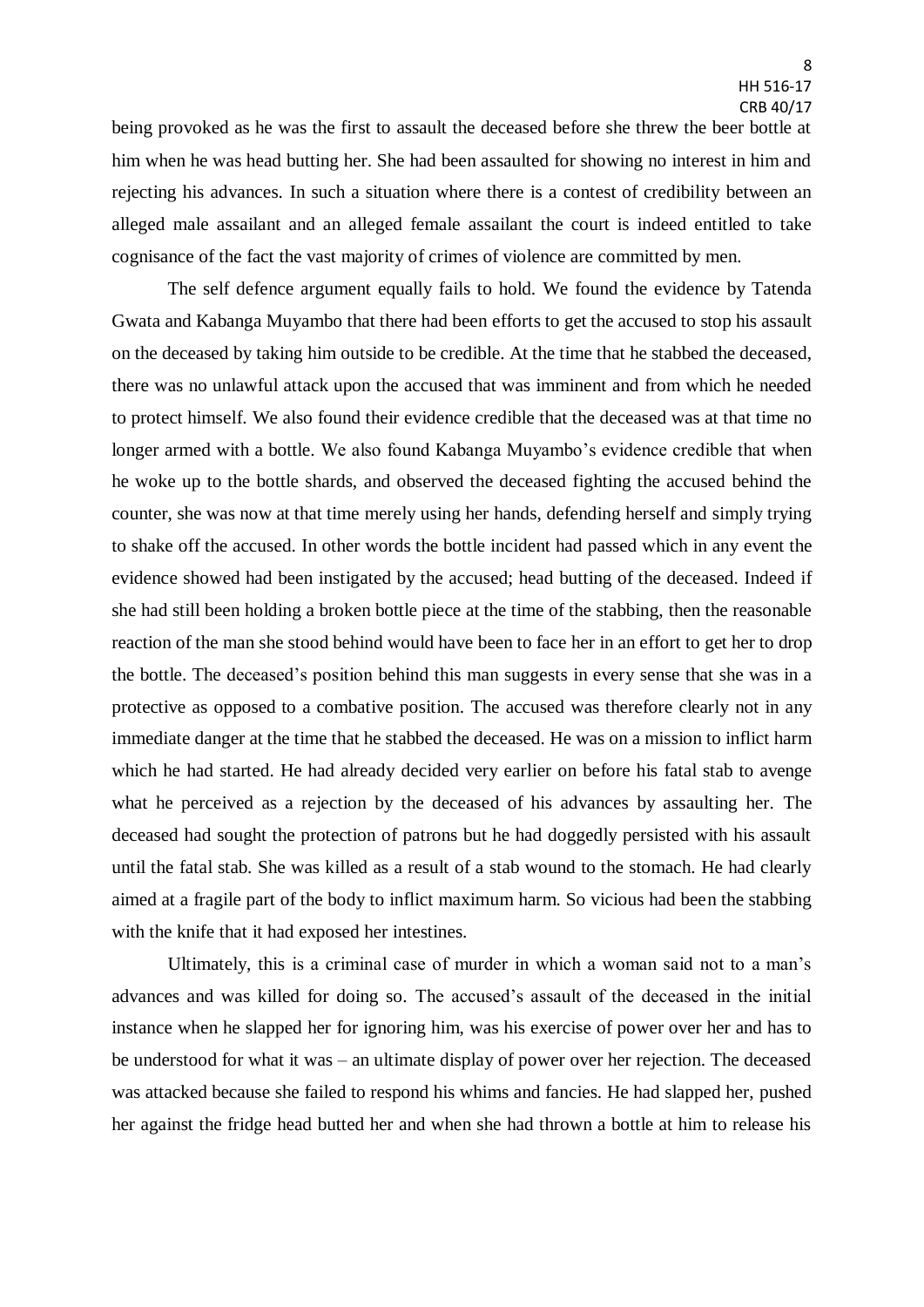being provoked as he was the first to assault the deceased before she threw the beer bottle at him when he was head butting her. She had been assaulted for showing no interest in him and rejecting his advances. In such a situation where there is a contest of credibility between an alleged male assailant and an alleged female assailant the court is indeed entitled to take cognisance of the fact the vast majority of crimes of violence are committed by men.

The self defence argument equally fails to hold. We found the evidence by Tatenda Gwata and Kabanga Muyambo that there had been efforts to get the accused to stop his assault on the deceased by taking him outside to be credible. At the time that he stabbed the deceased, there was no unlawful attack upon the accused that was imminent and from which he needed to protect himself. We also found their evidence credible that the deceased was at that time no longer armed with a bottle. We also found Kabanga Muyambo's evidence credible that when he woke up to the bottle shards, and observed the deceased fighting the accused behind the counter, she was now at that time merely using her hands, defending herself and simply trying to shake off the accused. In other words the bottle incident had passed which in any event the evidence showed had been instigated by the accused; head butting of the deceased. Indeed if she had still been holding a broken bottle piece at the time of the stabbing, then the reasonable reaction of the man she stood behind would have been to face her in an effort to get her to drop the bottle. The deceased's position behind this man suggests in every sense that she was in a protective as opposed to a combative position. The accused was therefore clearly not in any immediate danger at the time that he stabbed the deceased. He was on a mission to inflict harm which he had started. He had already decided very earlier on before his fatal stab to avenge what he perceived as a rejection by the deceased of his advances by assaulting her. The deceased had sought the protection of patrons but he had doggedly persisted with his assault until the fatal stab. She was killed as a result of a stab wound to the stomach. He had clearly aimed at a fragile part of the body to inflict maximum harm. So vicious had been the stabbing with the knife that it had exposed her intestines.

Ultimately, this is a criminal case of murder in which a woman said not to a man's advances and was killed for doing so. The accused's assault of the deceased in the initial instance when he slapped her for ignoring him, was his exercise of power over her and has to be understood for what it was – an ultimate display of power over her rejection. The deceased was attacked because she failed to respond his whims and fancies. He had slapped her, pushed her against the fridge head butted her and when she had thrown a bottle at him to release his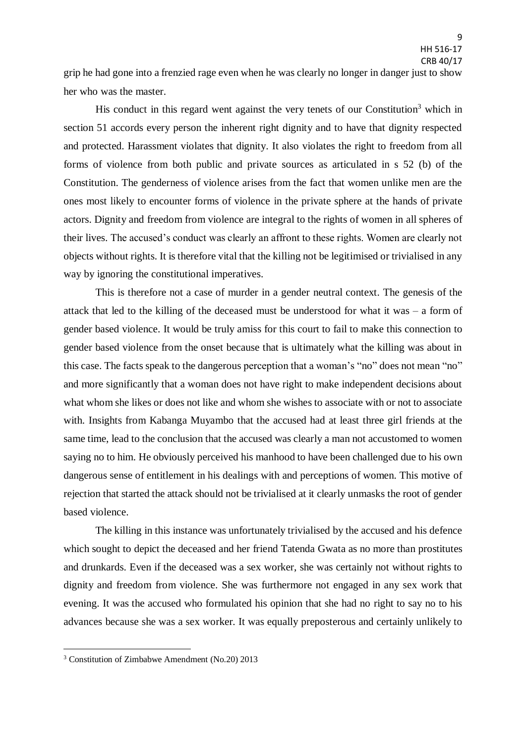grip he had gone into a frenzied rage even when he was clearly no longer in danger just to show her who was the master.

His conduct in this regard went against the very tenets of our Constitution[3] which in section 51 accords every person the inherent right dignity and to have that dignity respected and protected. Harassment violates that dignity. It also violates the right to freedom from all forms of violence from both public and private sources as articulated in s 52 (b) of the Constitution. The genderness of violence arises from the fact that women unlike men are the ones most likely to encounter forms of violence in the private sphere at the hands of private actors. Dignity and freedom from violence are integral to the rights of women in all spheres of their lives. The accused's conduct was clearly an affront to these rights. Women are clearly not objects without rights. It is therefore vital that the killing not be legitimised or trivialised in any way by ignoring the constitutional imperatives.

This is therefore not a case of murder in a gender neutral context. The genesis of the attack that led to the killing of the deceased must be understood for what it was – a form of gender based violence. It would be truly amiss for this court to fail to make this connection to gender based violence from the onset because that is ultimately what the killing was about in this case. The facts speak to the dangerous perception that a woman's "no" does not mean "no" and more significantly that a woman does not have right to make independent decisions about what whom she likes or does not like and whom she wishes to associate with or not to associate with. Insights from Kabanga Muyambo that the accused had at least three girl friends at the same time, lead to the conclusion that the accused was clearly a man not accustomed to women saying no to him. He obviously perceived his manhood to have been challenged due to his own dangerous sense of entitlement in his dealings with and perceptions of women. This motive of rejection that started the attack should not be trivialised at it clearly unmasks the root of gender based violence.

The killing in this instance was unfortunately trivialised by the accused and his defence which sought to depict the deceased and her friend Tatenda Gwata as no more than prostitutes and drunkards. Even if the deceased was a sex worker, she was certainly not without rights to dignity and freedom from violence. She was furthermore not engaged in any sex work that evening. It was the accused who formulated his opinion that she had no right to say no to his advances because she was a sex worker. It was equally preposterous and certainly unlikely to

---

[3] Constitution of Zimbabwe Amendment (No.20) 2013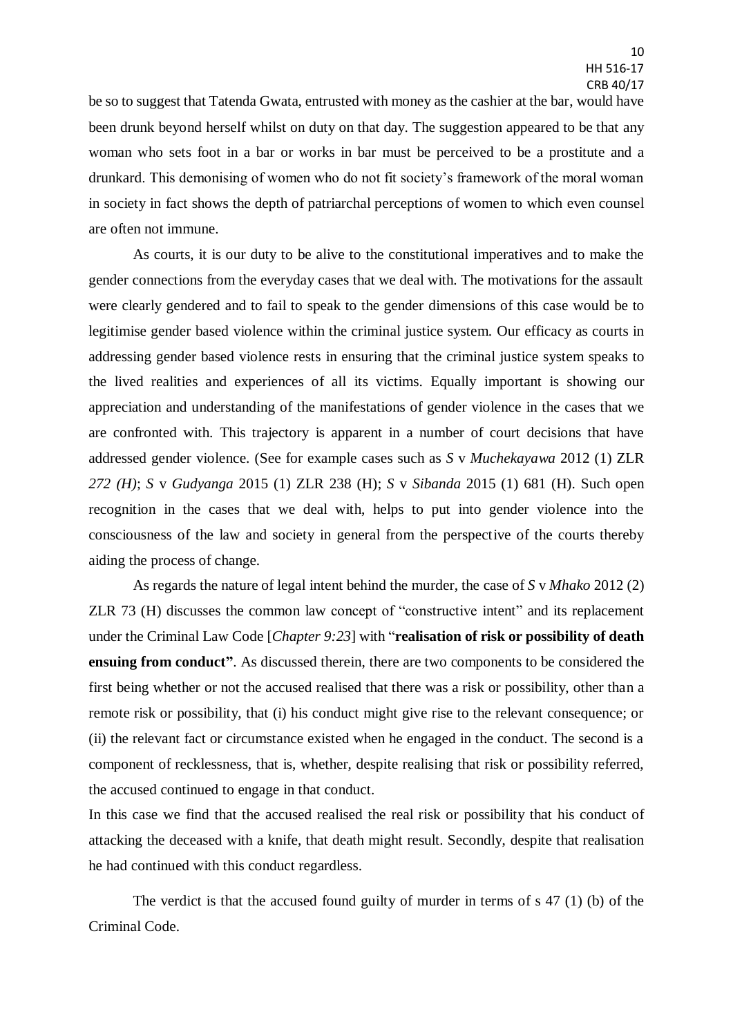be so to suggest that Tatenda Gwata, entrusted with money as the cashier at the bar, would have been drunk beyond herself whilst on duty on that day. The suggestion appeared to be that any woman who sets foot in a bar or works in bar must be perceived to be a prostitute and a drunkard. This demonising of women who do not fit society's framework of the moral woman in society in fact shows the depth of patriarchal perceptions of women to which even counsel are often not immune.

As courts, it is our duty to be alive to the constitutional imperatives and to make the gender connections from the everyday cases that we deal with. The motivations for the assault were clearly gendered and to fail to speak to the gender dimensions of this case would be to legitimise gender based violence within the criminal justice system. Our efficacy as courts in addressing gender based violence rests in ensuring that the criminal justice system speaks to the lived realities and experiences of all its victims. Equally important is showing our appreciation and understanding of the manifestations of gender violence in the cases that we are confronted with. This trajectory is apparent in a number of court decisions that have addressed gender violence. (See for example cases such as *S* v *Muchekayawa* 2012 (1) ZLR *272 (H)*; *S* v *Gudyanga* 2015 (1) ZLR 238 (H); *S* v *Sibanda* 2015 (1) 681 (H). Such open recognition in the cases that we deal with, helps to put into gender violence into the consciousness of the law and society in general from the perspective of the courts thereby aiding the process of change.

As regards the nature of legal intent behind the murder, the case of *S* v *Mhako* 2012 (2) ZLR 73 (H) discusses the common law concept of "constructive intent" and its replacement under the Criminal Law Code [*Chapter 9:23*] with "**realisation of risk or possibility of death ensuing from conduct"**. As discussed therein, there are two components to be considered the first being whether or not the accused realised that there was a risk or possibility, other than a remote risk or possibility, that (i) his conduct might give rise to the relevant consequence; or (ii) the relevant fact or circumstance existed when he engaged in the conduct. The second is a component of recklessness, that is, whether, despite realising that risk or possibility referred, the accused continued to engage in that conduct.

In this case we find that the accused realised the real risk or possibility that his conduct of attacking the deceased with a knife, that death might result. Secondly, despite that realisation he had continued with this conduct regardless.

The verdict is that the accused found guilty of murder in terms of s 47 (1) (b) of the Criminal Code.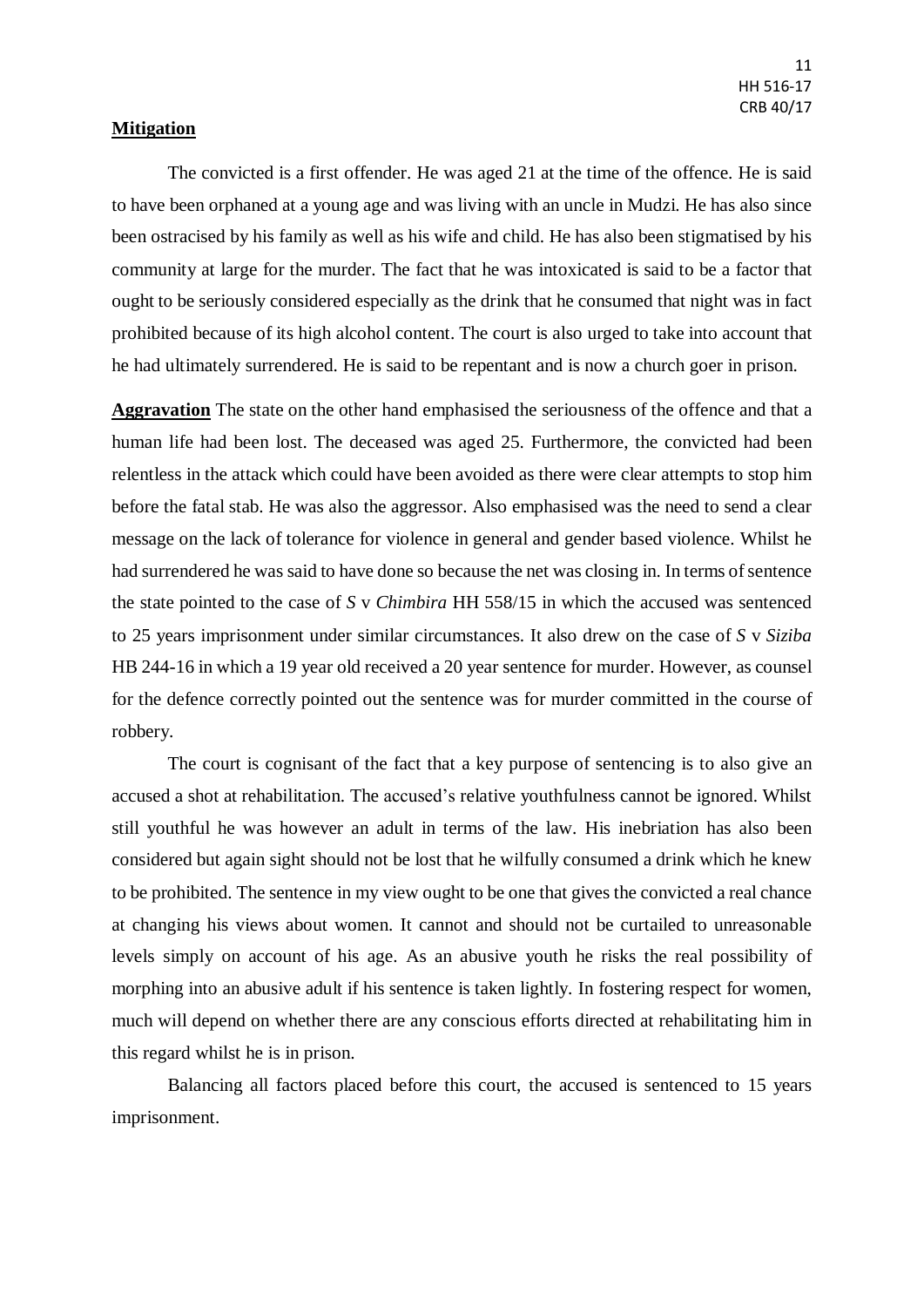**Mitigation**

The convicted is a first offender. He was aged 21 at the time of the offence. He is said to have been orphaned at a young age and was living with an uncle in Mudzi. He has also since been ostracised by his family as well as his wife and child. He has also been stigmatised by his community at large for the murder. The fact that he was intoxicated is said to be a factor that ought to be seriously considered especially as the drink that he consumed that night was in fact prohibited because of its high alcohol content. The court is also urged to take into account that he had ultimately surrendered. He is said to be repentant and is now a church goer in prison.

**Aggravation** The state on the other hand emphasised the seriousness of the offence and that a human life had been lost. The deceased was aged 25. Furthermore, the convicted had been relentless in the attack which could have been avoided as there were clear attempts to stop him before the fatal stab. He was also the aggressor. Also emphasised was the need to send a clear message on the lack of tolerance for violence in general and gender based violence. Whilst he had surrendered he was said to have done so because the net was closing in. In terms of sentence the state pointed to the case of *S* v *Chimbira* HH 558/15 in which the accused was sentenced to 25 years imprisonment under similar circumstances. It also drew on the case of *S* v *Siziba* HB 244-16 in which a 19 year old received a 20 year sentence for murder. However, as counsel for the defence correctly pointed out the sentence was for murder committed in the course of robbery.

The court is cognisant of the fact that a key purpose of sentencing is to also give an accused a shot at rehabilitation. The accused's relative youthfulness cannot be ignored. Whilst still youthful he was however an adult in terms of the law. His inebriation has also been considered but again sight should not be lost that he wilfully consumed a drink which he knew to be prohibited. The sentence in my view ought to be one that gives the convicted a real chance at changing his views about women. It cannot and should not be curtailed to unreasonable levels simply on account of his age. As an abusive youth he risks the real possibility of morphing into an abusive adult if his sentence is taken lightly. In fostering respect for women, much will depend on whether there are any conscious efforts directed at rehabilitating him in this regard whilst he is in prison.

Balancing all factors placed before this court, the accused is sentenced to 15 years imprisonment.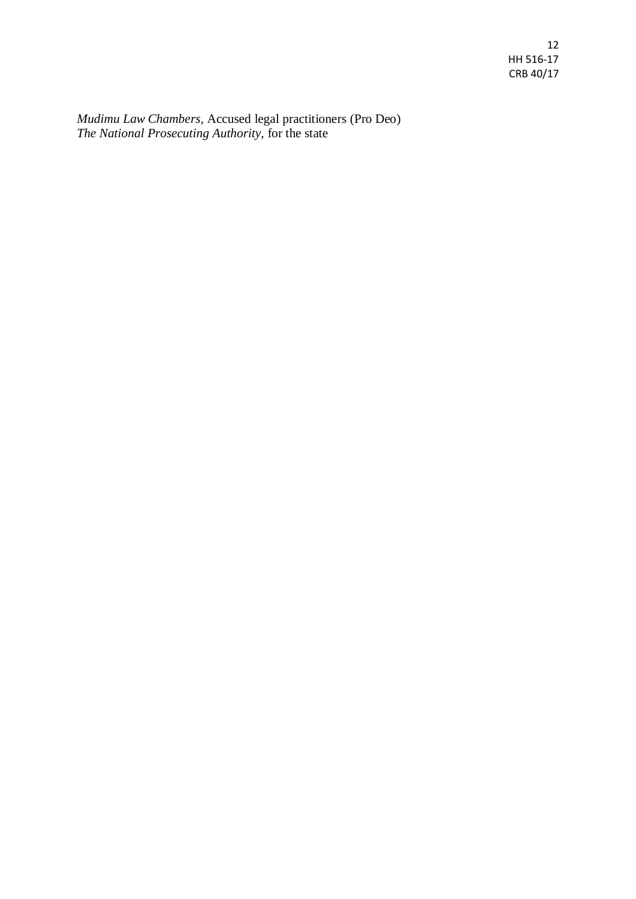*Mudimu Law Chambers*, Accused legal practitioners (Pro Deo)
*The National Prosecuting Authority*, for the state